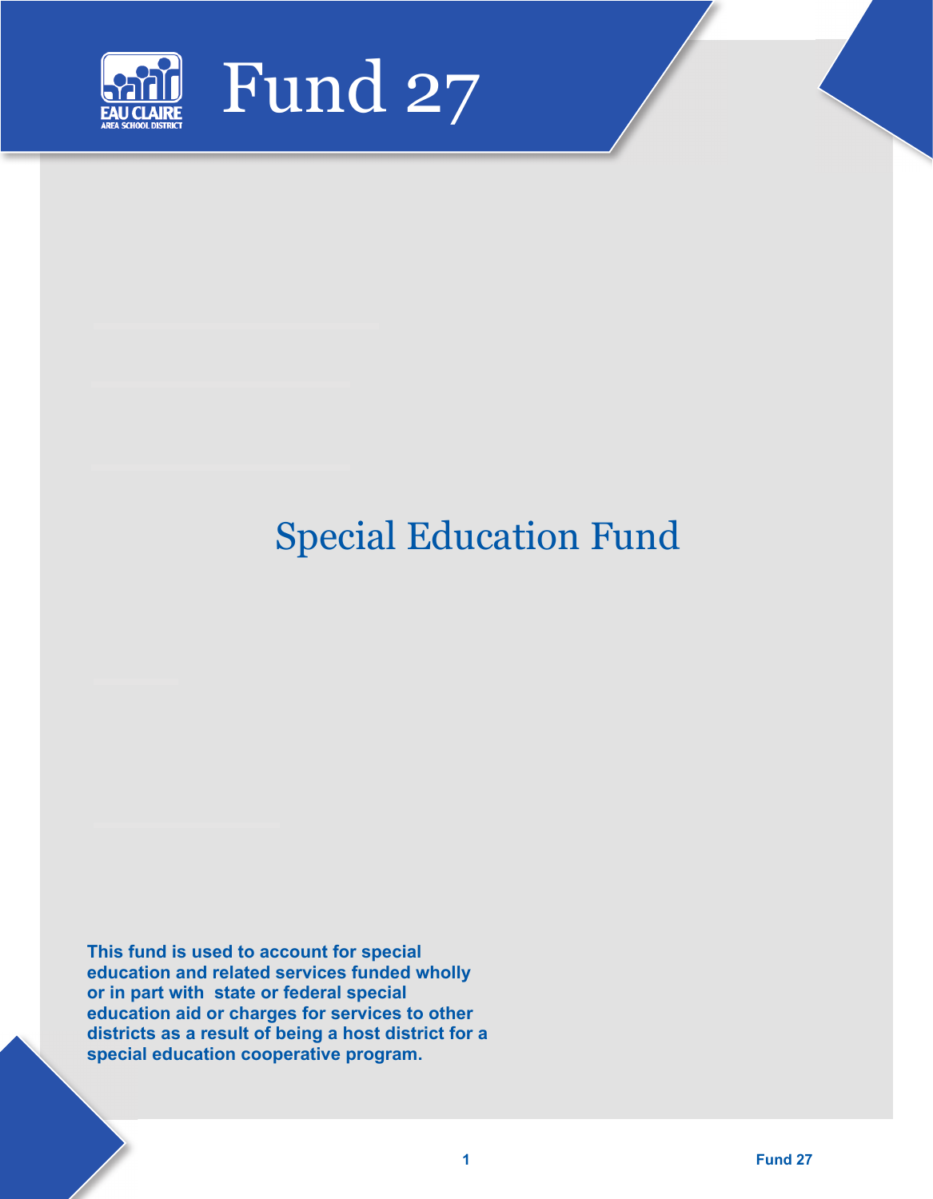# Fund 27

## Special Education Fund

**This fund is used to account for special education and related services funded wholly or in part with state or federal special education aid or charges for services to other districts as a result of being a host district for a special education cooperative program.**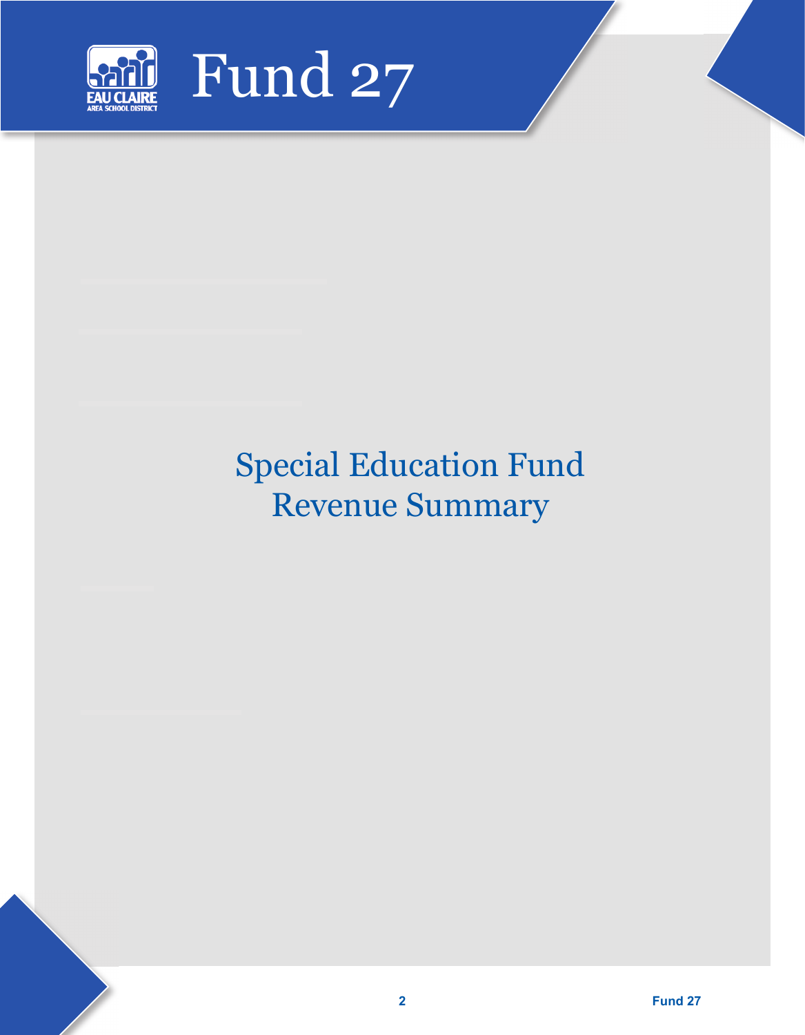# Fund 27

## Special Education Fund Revenue Summary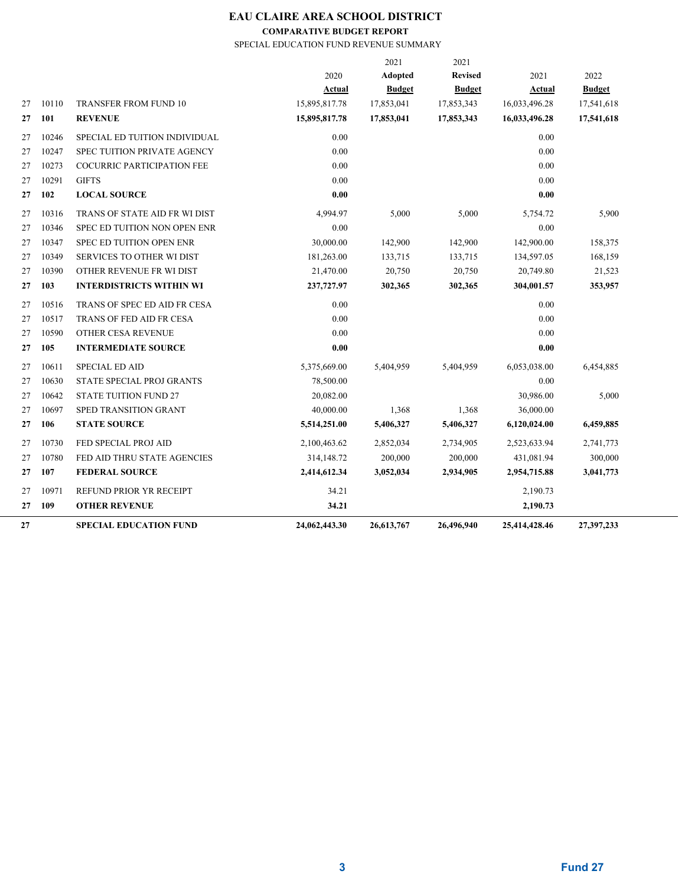# EAU CLAIRE AREA SCHOOL DISTRICT

## COMPARATIVE BUDGET REPORT

### SPECIAL EDUCATION FUND REVENUE SUMMARY

| | | | 2020 Actual | 2021 Adopted Budget | 2021 Revised Budget | 2021 Actual | 2022 Budget |
|---|---|---|---|---|---|---|---|
| 27 | 10110 | TRANSFER FROM FUND 10 | 15,895,817.78 | 17,853,041 | 17,853,343 | 16,033,496.28 | 17,541,618 |
| **27** | **101** | **REVENUE** | **15,895,817.78** | **17,853,041** | **17,853,343** | **16,033,496.28** | **17,541,618** |
| 27 | 10246 | SPECIAL ED TUITION INDIVIDUAL | 0.00 | | | 0.00 | |
| 27 | 10247 | SPEC TUITION PRIVATE AGENCY | 0.00 | | | 0.00 | |
| 27 | 10273 | COCURRIC PARTICIPATION FEE | 0.00 | | | 0.00 | |
| 27 | 10291 | GIFTS | 0.00 | | | 0.00 | |
| **27** | **102** | **LOCAL SOURCE** | **0.00** | | | **0.00** | |
| 27 | 10316 | TRANS OF STATE AID FR WI DIST | 4,994.97 | 5,000 | 5,000 | 5,754.72 | 5,900 |
| 27 | 10346 | SPEC ED TUITION NON OPEN ENR | 0.00 | | | 0.00 | |
| 27 | 10347 | SPEC ED TUITION OPEN ENR | 30,000.00 | 142,900 | 142,900 | 142,900.00 | 158,375 |
| 27 | 10349 | SERVICES TO OTHER WI DIST | 181,263.00 | 133,715 | 133,715 | 134,597.05 | 168,159 |
| 27 | 10390 | OTHER REVENUE FR WI DIST | 21,470.00 | 20,750 | 20,750 | 20,749.80 | 21,523 |
| **27** | **103** | **INTERDISTRICTS WITHIN WI** | **237,727.97** | **302,365** | **302,365** | **304,001.57** | **353,957** |
| 27 | 10516 | TRANS OF SPEC ED AID FR CESA | 0.00 | | | 0.00 | |
| 27 | 10517 | TRANS OF FED AID FR CESA | 0.00 | | | 0.00 | |
| 27 | 10590 | OTHER CESA REVENUE | 0.00 | | | 0.00 | |
| **27** | **105** | **INTERMEDIATE SOURCE** | **0.00** | | | **0.00** | |
| 27 | 10611 | SPECIAL ED AID | 5,375,669.00 | 5,404,959 | 5,404,959 | 6,053,038.00 | 6,454,885 |
| 27 | 10630 | STATE SPECIAL PROJ GRANTS | 78,500.00 | | | 0.00 | |
| 27 | 10642 | STATE TUITION FUND 27 | 20,082.00 | | | 30,986.00 | 5,000 |
| 27 | 10697 | SPED TRANSITION GRANT | 40,000.00 | 1,368 | 1,368 | 36,000.00 | |
| **27** | **106** | **STATE SOURCE** | **5,514,251.00** | **5,406,327** | **5,406,327** | **6,120,024.00** | **6,459,885** |
| 27 | 10730 | FED SPECIAL PROJ AID | 2,100,463.62 | 2,852,034 | 2,734,905 | 2,523,633.94 | 2,741,773 |
| 27 | 10780 | FED AID THRU STATE AGENCIES | 314,148.72 | 200,000 | 200,000 | 431,081.94 | 300,000 |
| **27** | **107** | **FEDERAL SOURCE** | **2,414,612.34** | **3,052,034** | **2,934,905** | **2,954,715.88** | **3,041,773** |
| 27 | 10971 | REFUND PRIOR YR RECEIPT | 34.21 | | | 2,190.73 | |
| **27** | **109** | **OTHER REVENUE** | **34.21** | | | **2,190.73** | |
| **27** | | **SPECIAL EDUCATION FUND** | **24,062,443.30** | **26,613,767** | **26,496,940** | **25,414,428.46** | **27,397,233** |

Fund 27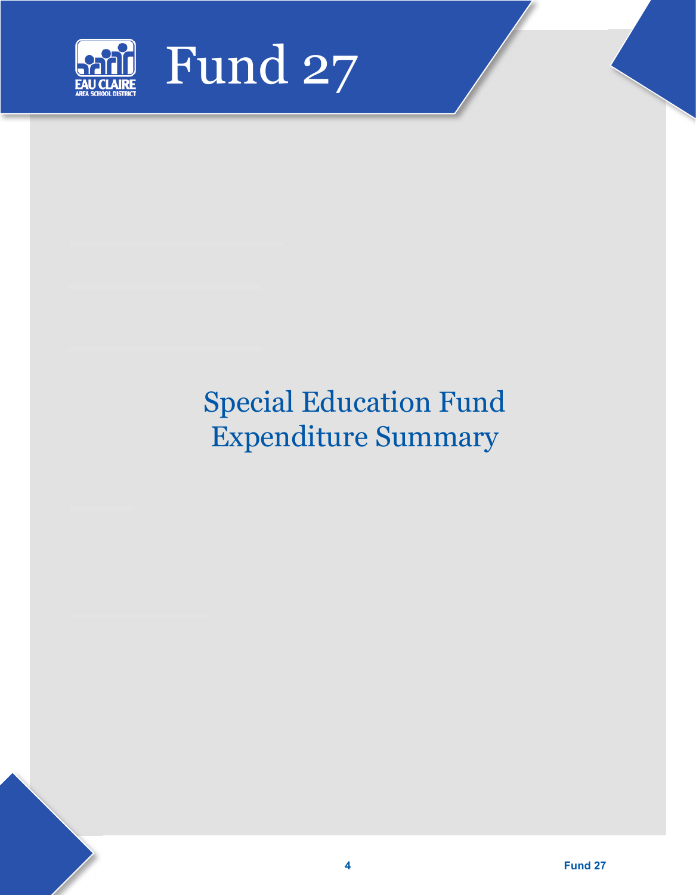# Fund 27

## Special Education Fund Expenditure Summary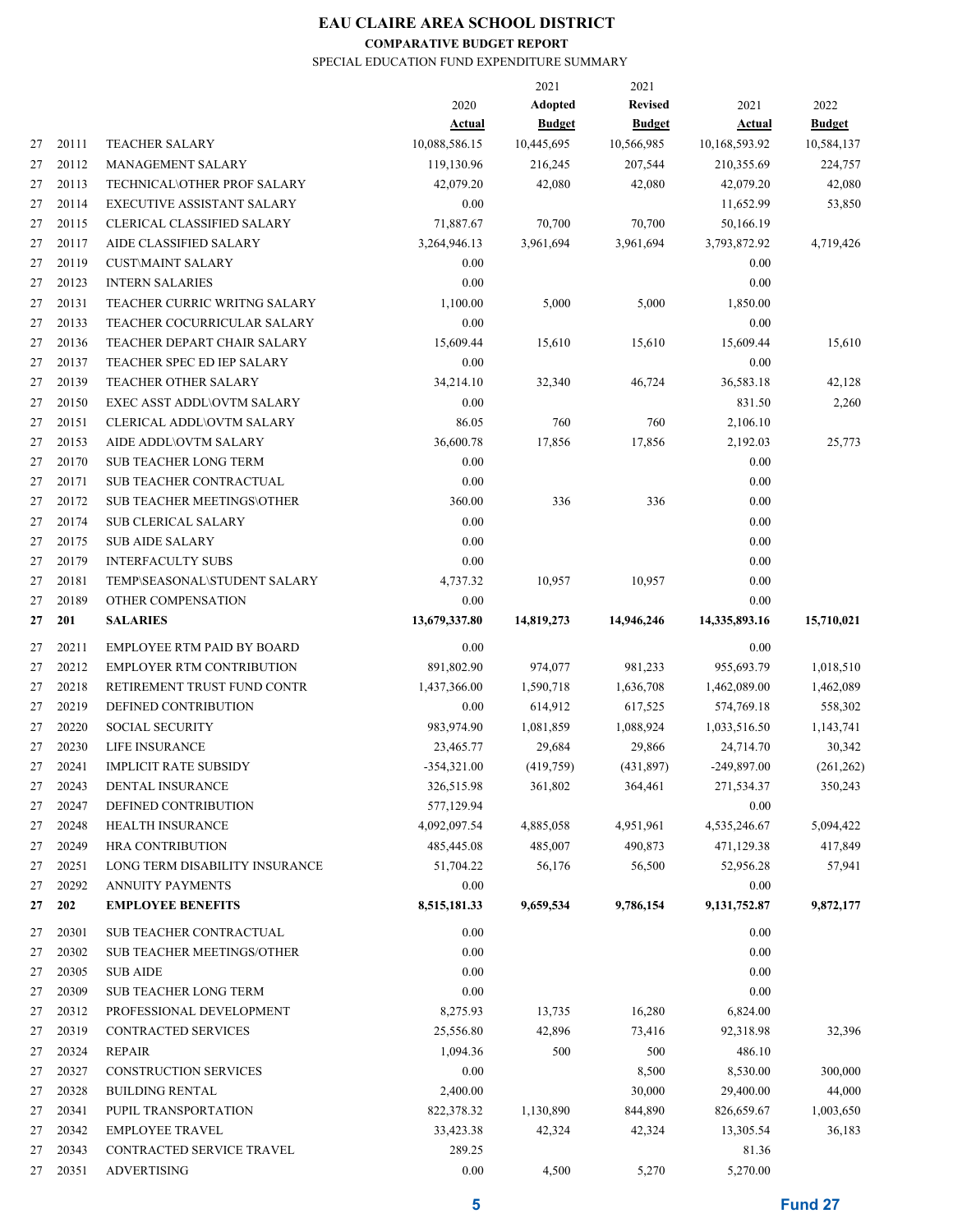# EAU CLAIRE AREA SCHOOL DISTRICT

## COMPARATIVE BUDGET REPORT

SPECIAL EDUCATION FUND EXPENDITURE SUMMARY

| | | | 2020 Actual | 2021 Adopted Budget | 2021 Revised Budget | 2021 Actual | 2022 Budget |
|---|---|---|---|---|---|---|---|
| 27 | 20111 | TEACHER SALARY | 10,088,586.15 | 10,445,695 | 10,566,985 | 10,168,593.92 | 10,584,137 |
| 27 | 20112 | MANAGEMENT SALARY | 119,130.96 | 216,245 | 207,544 | 210,355.69 | 224,757 |
| 27 | 20113 | TECHNICAL\OTHER PROF SALARY | 42,079.20 | 42,080 | 42,080 | 42,079.20 | 42,080 |
| 27 | 20114 | EXECUTIVE ASSISTANT SALARY | 0.00 | | | 11,652.99 | 53,850 |
| 27 | 20115 | CLERICAL CLASSIFIED SALARY | 71,887.67 | 70,700 | 70,700 | 50,166.19 | |
| 27 | 20117 | AIDE CLASSIFIED SALARY | 3,264,946.13 | 3,961,694 | 3,961,694 | 3,793,872.92 | 4,719,426 |
| 27 | 20119 | CUST\MAINT SALARY | 0.00 | | | 0.00 | |
| 27 | 20123 | INTERN SALARIES | 0.00 | | | 0.00 | |
| 27 | 20131 | TEACHER CURRIC WRITNG SALARY | 1,100.00 | 5,000 | 5,000 | 1,850.00 | |
| 27 | 20133 | TEACHER COCURRICULAR SALARY | 0.00 | | | 0.00 | |
| 27 | 20136 | TEACHER DEPART CHAIR SALARY | 15,609.44 | 15,610 | 15,610 | 15,609.44 | 15,610 |
| 27 | 20137 | TEACHER SPEC ED IEP SALARY | 0.00 | | | 0.00 | |
| 27 | 20139 | TEACHER OTHER SALARY | 34,214.10 | 32,340 | 46,724 | 36,583.18 | 42,128 |
| 27 | 20150 | EXEC ASST ADDL\OVTM SALARY | 0.00 | | | 831.50 | 2,260 |
| 27 | 20151 | CLERICAL ADDL\OVTM SALARY | 86.05 | 760 | 760 | 2,106.10 | |
| 27 | 20153 | AIDE ADDL\OVTM SALARY | 36,600.78 | 17,856 | 17,856 | 2,192.03 | 25,773 |
| 27 | 20170 | SUB TEACHER LONG TERM | 0.00 | | | 0.00 | |
| 27 | 20171 | SUB TEACHER CONTRACTUAL | 0.00 | | | 0.00 | |
| 27 | 20172 | SUB TEACHER MEETINGS\OTHER | 360.00 | 336 | 336 | 0.00 | |
| 27 | 20174 | SUB CLERICAL SALARY | 0.00 | | | 0.00 | |
| 27 | 20175 | SUB AIDE SALARY | 0.00 | | | 0.00 | |
| 27 | 20179 | INTERFACULTY SUBS | 0.00 | | | 0.00 | |
| 27 | 20181 | TEMP\SEASONAL\STUDENT SALARY | 4,737.32 | 10,957 | 10,957 | 0.00 | |
| 27 | 20189 | OTHER COMPENSATION | 0.00 | | | 0.00 | |
| **27** | **201** | **SALARIES** | **13,679,337.80** | **14,819,273** | **14,946,246** | **14,335,893.16** | **15,710,021** |
| 27 | 20211 | EMPLOYEE RTM PAID BY BOARD | 0.00 | | | 0.00 | |
| 27 | 20212 | EMPLOYER RTM CONTRIBUTION | 891,802.90 | 974,077 | 981,233 | 955,693.79 | 1,018,510 |
| 27 | 20218 | RETIREMENT TRUST FUND CONTR | 1,437,366.00 | 1,590,718 | 1,636,708 | 1,462,089.00 | 1,462,089 |
| 27 | 20219 | DEFINED CONTRIBUTION | 0.00 | 614,912 | 617,525 | 574,769.18 | 558,302 |
| 27 | 20220 | SOCIAL SECURITY | 983,974.90 | 1,081,859 | 1,088,924 | 1,033,516.50 | 1,143,741 |
| 27 | 20230 | LIFE INSURANCE | 23,465.77 | 29,684 | 29,866 | 24,714.70 | 30,342 |
| 27 | 20241 | IMPLICIT RATE SUBSIDY | -354,321.00 | (419,759) | (431,897) | -249,897.00 | (261,262) |
| 27 | 20243 | DENTAL INSURANCE | 326,515.98 | 361,802 | 364,461 | 271,534.37 | 350,243 |
| 27 | 20247 | DEFINED CONTRIBUTION | 577,129.94 | | | 0.00 | |
| 27 | 20248 | HEALTH INSURANCE | 4,092,097.54 | 4,885,058 | 4,951,961 | 4,535,246.67 | 5,094,422 |
| 27 | 20249 | HRA CONTRIBUTION | 485,445.08 | 485,007 | 490,873 | 471,129.38 | 417,849 |
| 27 | 20251 | LONG TERM DISABILITY INSURANCE | 51,704.22 | 56,176 | 56,500 | 52,956.28 | 57,941 |
| 27 | 20292 | ANNUITY PAYMENTS | 0.00 | | | 0.00 | |
| **27** | **202** | **EMPLOYEE BENEFITS** | **8,515,181.33** | **9,659,534** | **9,786,154** | **9,131,752.87** | **9,872,177** |
| 27 | 20301 | SUB TEACHER CONTRACTUAL | 0.00 | | | 0.00 | |
| 27 | 20302 | SUB TEACHER MEETINGS/OTHER | 0.00 | | | 0.00 | |
| 27 | 20305 | SUB AIDE | 0.00 | | | 0.00 | |
| 27 | 20309 | SUB TEACHER LONG TERM | 0.00 | | | 0.00 | |
| 27 | 20312 | PROFESSIONAL DEVELOPMENT | 8,275.93 | 13,735 | 16,280 | 6,824.00 | |
| 27 | 20319 | CONTRACTED SERVICES | 25,556.80 | 42,896 | 73,416 | 92,318.98 | 32,396 |
| 27 | 20324 | REPAIR | 1,094.36 | 500 | 500 | 486.10 | |
| 27 | 20327 | CONSTRUCTION SERVICES | 0.00 | | 8,500 | 8,530.00 | 300,000 |
| 27 | 20328 | BUILDING RENTAL | 2,400.00 | | 30,000 | 29,400.00 | 44,000 |
| 27 | 20341 | PUPIL TRANSPORTATION | 822,378.32 | 1,130,890 | 844,890 | 826,659.67 | 1,003,650 |
| 27 | 20342 | EMPLOYEE TRAVEL | 33,423.38 | 42,324 | 42,324 | 13,305.54 | 36,183 |
| 27 | 20343 | CONTRACTED SERVICE TRAVEL | 289.25 | | | 81.36 | |
| 27 | 20351 | ADVERTISING | 0.00 | 4,500 | 5,270 | 5,270.00 | |

Fund 27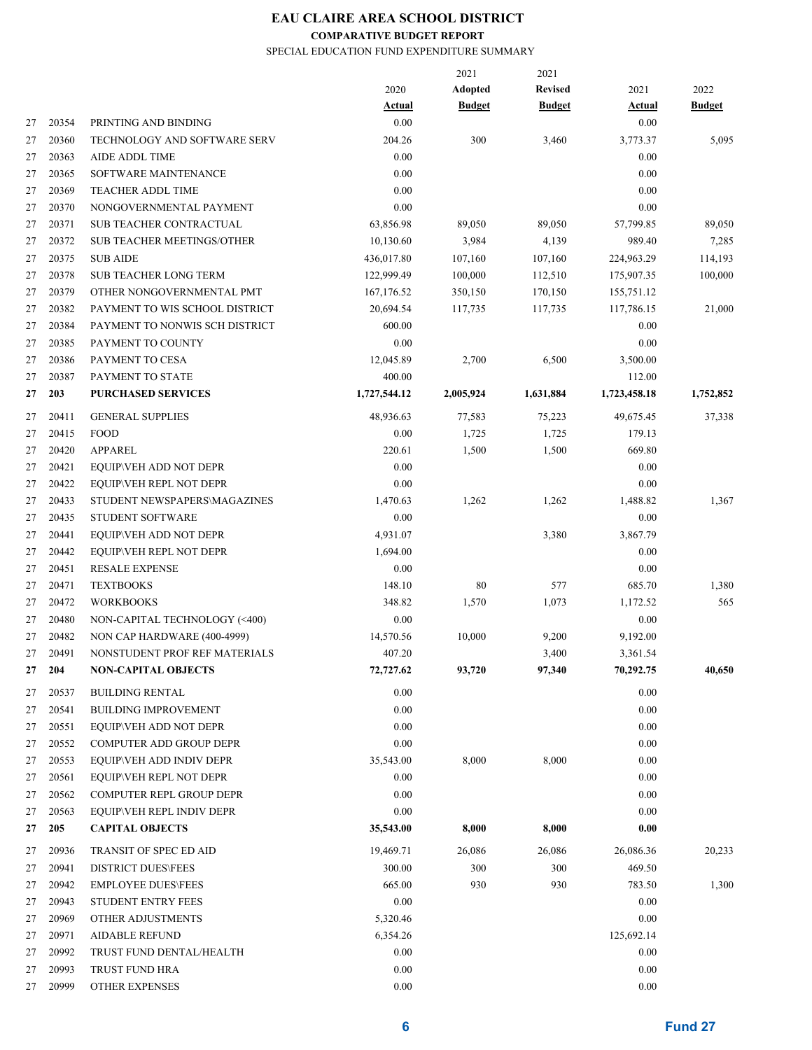# EAU CLAIRE AREA SCHOOL DISTRICT

**COMPARATIVE BUDGET REPORT**

SPECIAL EDUCATION FUND EXPENDITURE SUMMARY

| | | | 2020 Actual | 2021 Adopted Budget | 2021 Revised Budget | 2021 Actual | 2022 Budget |
|---|---|---|---|---|---|---|---|
| 27 | 20354 | PRINTING AND BINDING | 0.00 | | | 0.00 | |
| 27 | 20360 | TECHNOLOGY AND SOFTWARE SERV | 204.26 | 300 | 3,460 | 3,773.37 | 5,095 |
| 27 | 20363 | AIDE ADDL TIME | 0.00 | | | 0.00 | |
| 27 | 20365 | SOFTWARE MAINTENANCE | 0.00 | | | 0.00 | |
| 27 | 20369 | TEACHER ADDL TIME | 0.00 | | | 0.00 | |
| 27 | 20370 | NONGOVERNMENTAL PAYMENT | 0.00 | | | 0.00 | |
| 27 | 20371 | SUB TEACHER CONTRACTUAL | 63,856.98 | 89,050 | 89,050 | 57,799.85 | 89,050 |
| 27 | 20372 | SUB TEACHER MEETINGS/OTHER | 10,130.60 | 3,984 | 4,139 | 989.40 | 7,285 |
| 27 | 20375 | SUB AIDE | 436,017.80 | 107,160 | 107,160 | 224,963.29 | 114,193 |
| 27 | 20378 | SUB TEACHER LONG TERM | 122,999.49 | 100,000 | 112,510 | 175,907.35 | 100,000 |
| 27 | 20379 | OTHER NONGOVERNMENTAL PMT | 167,176.52 | 350,150 | 170,150 | 155,751.12 | |
| 27 | 20382 | PAYMENT TO WIS SCHOOL DISTRICT | 20,694.54 | 117,735 | 117,735 | 117,786.15 | 21,000 |
| 27 | 20384 | PAYMENT TO NONWIS SCH DISTRICT | 600.00 | | | 0.00 | |
| 27 | 20385 | PAYMENT TO COUNTY | 0.00 | | | 0.00 | |
| 27 | 20386 | PAYMENT TO CESA | 12,045.89 | 2,700 | 6,500 | 3,500.00 | |
| 27 | 20387 | PAYMENT TO STATE | 400.00 | | | 112.00 | |
| **27** | **203** | **PURCHASED SERVICES** | **1,727,544.12** | **2,005,924** | **1,631,884** | **1,723,458.18** | **1,752,852** |
| 27 | 20411 | GENERAL SUPPLIES | 48,936.63 | 77,583 | 75,223 | 49,675.45 | 37,338 |
| 27 | 20415 | FOOD | 0.00 | 1,725 | 1,725 | 179.13 | |
| 27 | 20420 | APPAREL | 220.61 | 1,500 | 1,500 | 669.80 | |
| 27 | 20421 | EQUIP\VEH ADD NOT DEPR | 0.00 | | | 0.00 | |
| 27 | 20422 | EQUIP\VEH REPL NOT DEPR | 0.00 | | | 0.00 | |
| 27 | 20433 | STUDENT NEWSPAPERS\MAGAZINES | 1,470.63 | 1,262 | 1,262 | 1,488.82 | 1,367 |
| 27 | 20435 | STUDENT SOFTWARE | 0.00 | | | 0.00 | |
| 27 | 20441 | EQUIP\VEH ADD NOT DEPR | 4,931.07 | | 3,380 | 3,867.79 | |
| 27 | 20442 | EQUIP\VEH REPL NOT DEPR | 1,694.00 | | | 0.00 | |
| 27 | 20451 | RESALE EXPENSE | 0.00 | | | 0.00 | |
| 27 | 20471 | TEXTBOOKS | 148.10 | 80 | 577 | 685.70 | 1,380 |
| 27 | 20472 | WORKBOOKS | 348.82 | 1,570 | 1,073 | 1,172.52 | 565 |
| 27 | 20480 | NON-CAPITAL TECHNOLOGY (<400) | 0.00 | | | 0.00 | |
| 27 | 20482 | NON CAP HARDWARE (400-4999) | 14,570.56 | 10,000 | 9,200 | 9,192.00 | |
| 27 | 20491 | NONSTUDENT PROF REF MATERIALS | 407.20 | | 3,400 | 3,361.54 | |
| **27** | **204** | **NON-CAPITAL OBJECTS** | **72,727.62** | **93,720** | **97,340** | **70,292.75** | **40,650** |
| 27 | 20537 | BUILDING RENTAL | 0.00 | | | 0.00 | |
| 27 | 20541 | BUILDING IMPROVEMENT | 0.00 | | | 0.00 | |
| 27 | 20551 | EQUIP\VEH ADD NOT DEPR | 0.00 | | | 0.00 | |
| 27 | 20552 | COMPUTER ADD GROUP DEPR | 0.00 | | | 0.00 | |
| 27 | 20553 | EQUIP\VEH ADD INDIV DEPR | 35,543.00 | 8,000 | 8,000 | 0.00 | |
| 27 | 20561 | EQUIP\VEH REPL NOT DEPR | 0.00 | | | 0.00 | |
| 27 | 20562 | COMPUTER REPL GROUP DEPR | 0.00 | | | 0.00 | |
| 27 | 20563 | EQUIP\VEH REPL INDIV DEPR | 0.00 | | | 0.00 | |
| **27** | **205** | **CAPITAL OBJECTS** | **35,543.00** | **8,000** | **8,000** | **0.00** | |
| 27 | 20936 | TRANSIT OF SPEC ED AID | 19,469.71 | 26,086 | 26,086 | 26,086.36 | 20,233 |
| 27 | 20941 | DISTRICT DUES\FEES | 300.00 | 300 | 300 | 469.50 | |
| 27 | 20942 | EMPLOYEE DUES\FEES | 665.00 | 930 | 930 | 783.50 | 1,300 |
| 27 | 20943 | STUDENT ENTRY FEES | 0.00 | | | 0.00 | |
| 27 | 20969 | OTHER ADJUSTMENTS | 5,320.46 | | | 0.00 | |
| 27 | 20971 | AIDABLE REFUND | 6,354.26 | | | 125,692.14 | |
| 27 | 20992 | TRUST FUND DENTAL/HEALTH | 0.00 | | | 0.00 | |
| 27 | 20993 | TRUST FUND HRA | 0.00 | | | 0.00 | |
| 27 | 20999 | OTHER EXPENSES | 0.00 | | | 0.00 | |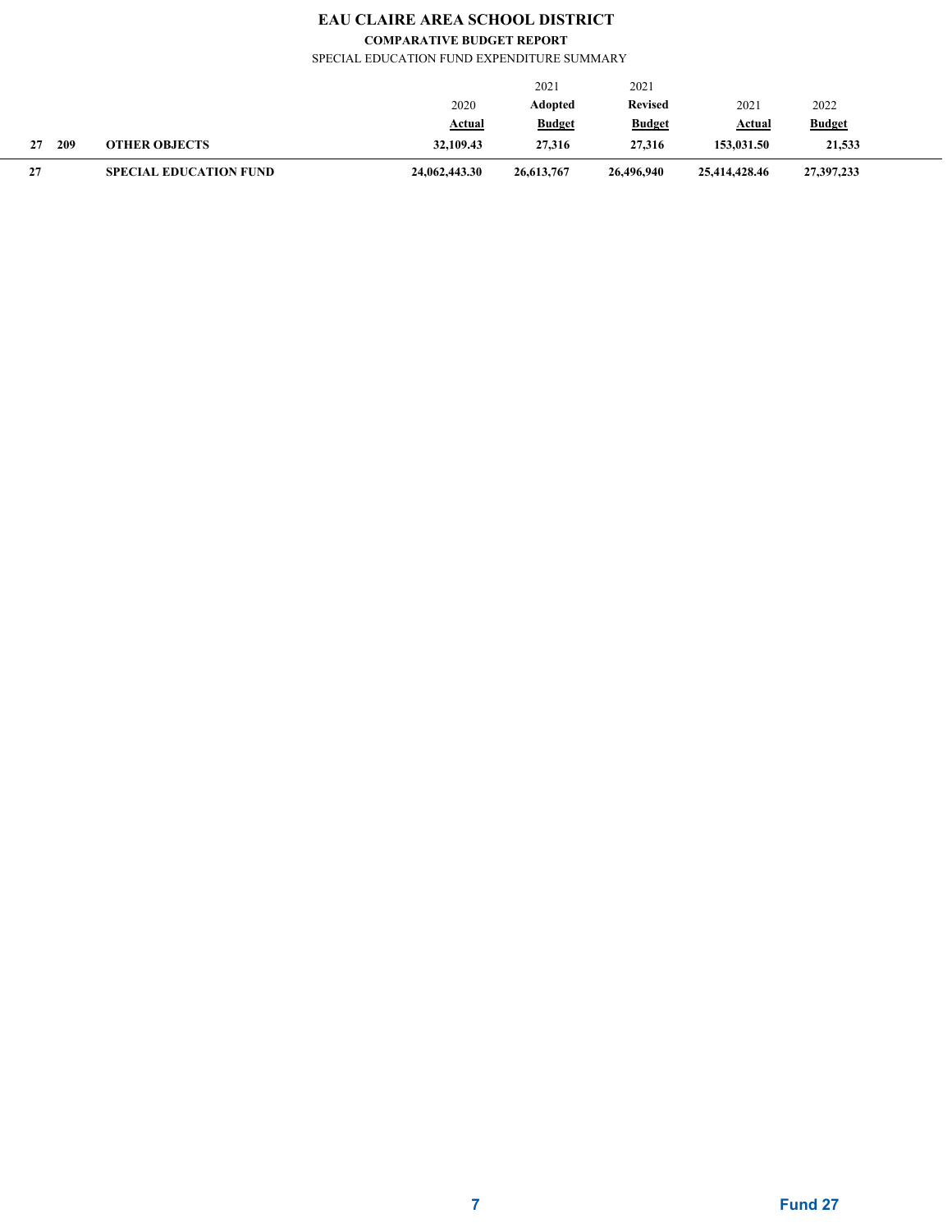# EAU CLAIRE AREA SCHOOL DISTRICT

**COMPARATIVE BUDGET REPORT**

SPECIAL EDUCATION FUND EXPENDITURE SUMMARY

| | | | 2020 Actual | 2021 Adopted Budget | 2021 Revised Budget | 2021 Actual | 2022 Budget |
|---|---|---|---|---|---|---|---|
| 27 | 209 | OTHER OBJECTS | 32,109.43 | 27,316 | 27,316 | 153,031.50 | 21,533 |
| **27** | | **SPECIAL EDUCATION FUND** | **24,062,443.30** | **26,613,767** | **26,496,940** | **25,414,428.46** | **27,397,233** |

Fund 27